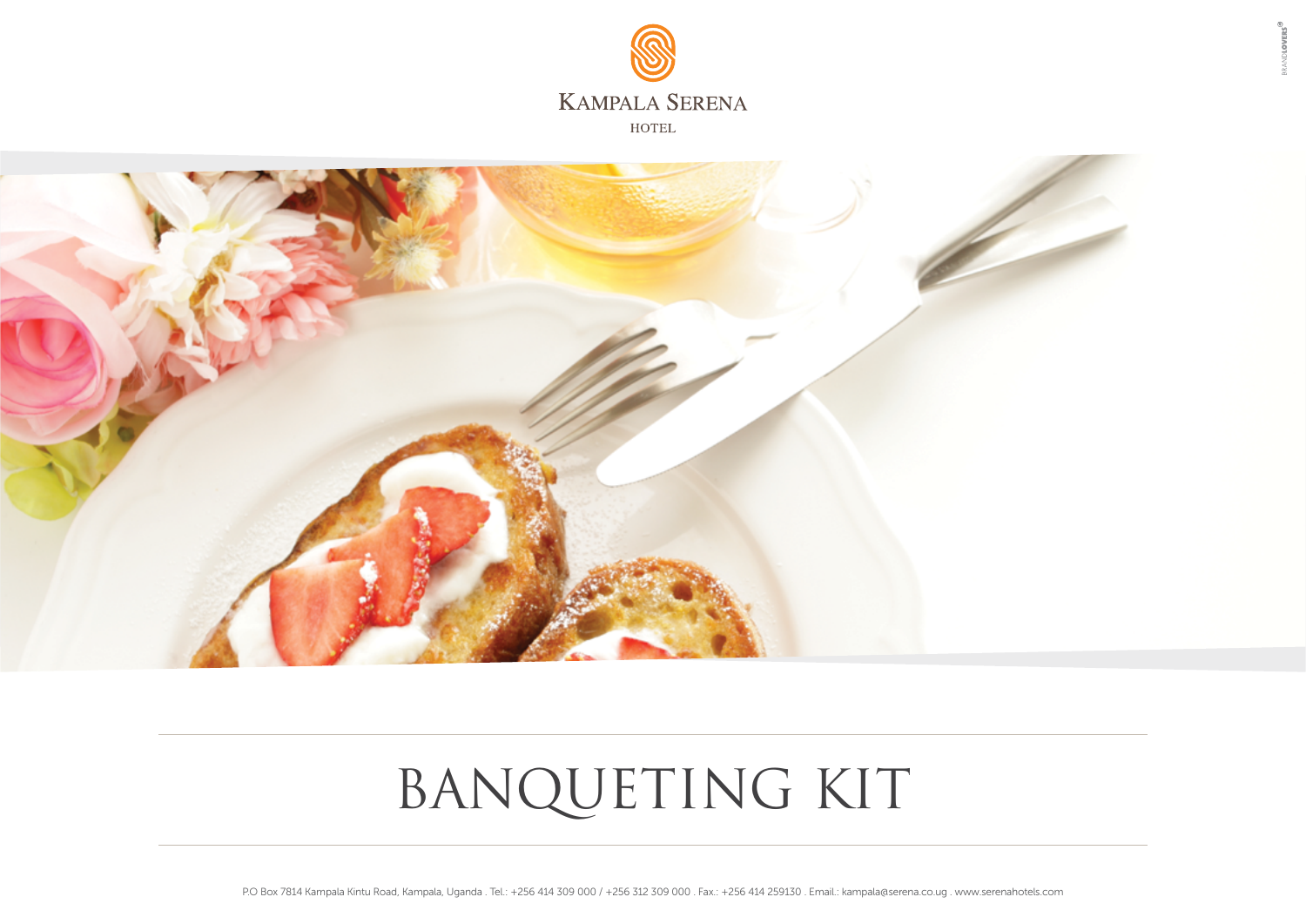KAMPALA SERENA

HOTEL

# BANQUETING KIT

P.O Box 7814 Kampala Kintu Road, Kampala, Uganda . Tel.: +256 414 309 000 / +256 312 309 000 . Fax.: +256 414 259130 . Email.: kampala@serena.co.ug . www.serenahotels.com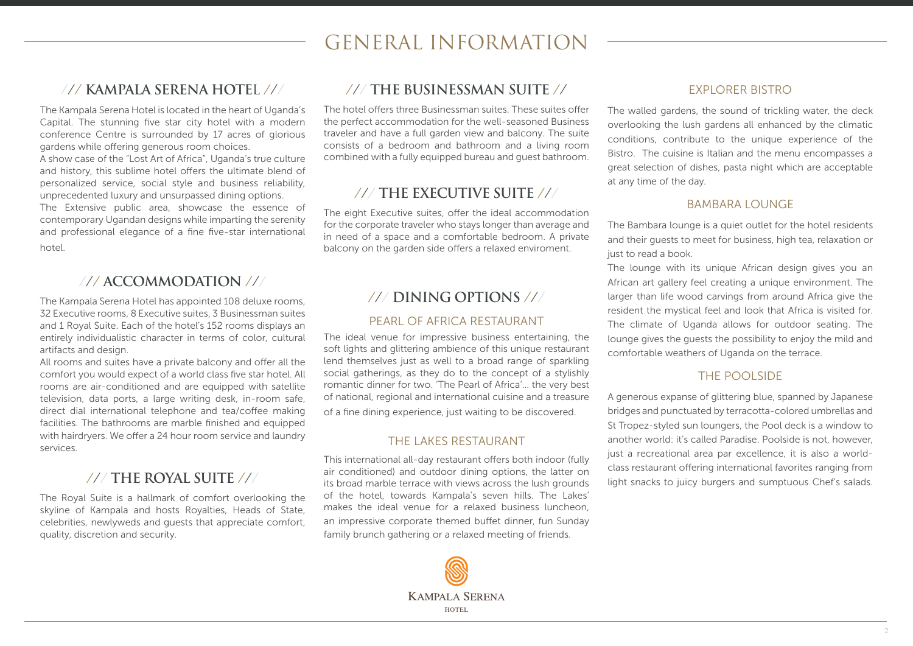# GENERAL INFORMATION

## /// KAMPALA SERENA HOTEL ///

The Kampala Serena Hotel is located in the heart of Uganda's Capital. The stunning five star city hotel with a modern conference Centre is surrounded by 17 acres of glorious gardens while offering generous room choices.

A show case of the "Lost Art of Africa", Uganda's true culture and history, this sublime hotel offers the ultimate blend of personalized service, social style and business reliability, unprecedented luxury and unsurpassed dining options.

The Extensive public area, showcase the essence of contemporary Ugandan designs while imparting the serenity and professional elegance of a fine five-star international hotel.

## /// ACCOMMODATION ///

The Kampala Serena Hotel has appointed 108 deluxe rooms, 32 Executive rooms, 8 Executive suites, 3 Businessman suites and 1 Royal Suite. Each of the hotel's 152 rooms displays an entirely individualistic character in terms of color, cultural artifacts and design.

All rooms and suites have a private balcony and offer all the comfort you would expect of a world class five star hotel. All rooms are air-conditioned and are equipped with satellite television, data ports, a large writing desk, in-room safe, direct dial international telephone and tea/coffee making facilities. The bathrooms are marble finished and equipped with hairdryers. We offer a 24 hour room service and laundry services.

## /// THE ROYAL SUITE ///

The Royal Suite is a hallmark of comfort overlooking the skyline of Kampala and hosts Royalties, Heads of State, celebrities, newlyweds and guests that appreciate comfort, quality, discretion and security.

## /// THE BUSINESSMAN SUITE //

The hotel offers three Businessman suites. These suites offer the perfect accommodation for the well-seasoned Business traveler and have a full garden view and balcony. The suite consists of a bedroom and bathroom and a living room combined with a fully equipped bureau and guest bathroom.

## /// THE EXECUTIVE SUITE ///

The eight Executive suites, offer the ideal accommodation for the corporate traveler who stays longer than average and in need of a space and a comfortable bedroom. A private balcony on the garden side offers a relaxed enviroment.

## /// DINING OPTIONS ///

### PEARL OF AFRICA RESTAURANT

The ideal venue for impressive business entertaining, the soft lights and glittering ambience of this unique restaurant lend themselves just as well to a broad range of sparkling social gatherings, as they do to the concept of a stylishly romantic dinner for two. 'The Pearl of Africa'... the very best of national, regional and international cuisine and a treasure of a fine dining experience, just waiting to be discovered.

### THE LAKES RESTAURANT

This international all-day restaurant offers both indoor (fully air conditioned) and outdoor dining options, the latter on its broad marble terrace with views across the lush grounds of the hotel, towards Kampala's seven hills. The Lakes' makes the ideal venue for a relaxed business luncheon, an impressive corporate themed buffet dinner, fun Sunday family brunch gathering or a relaxed meeting of friends.

### EXPLORER BISTRO

The walled gardens, the sound of trickling water, the deck overlooking the lush gardens all enhanced by the climatic conditions, contribute to the unique experience of the Bistro. The cuisine is Italian and the menu encompasses a great selection of dishes, pasta night which are acceptable at any time of the day.

### BAMBARA LOUNGE

The Bambara lounge is a quiet outlet for the hotel residents and their guests to meet for business, high tea, relaxation or just to read a book.

The lounge with its unique African design gives you an African art gallery feel creating a unique environment. The larger than life wood carvings from around Africa give the resident the mystical feel and look that Africa is visited for. The climate of Uganda allows for outdoor seating. The lounge gives the guests the possibility to enjoy the mild and comfortable weathers of Uganda on the terrace.

### THE POOLSIDE

A generous expanse of glittering blue, spanned by Japanese bridges and punctuated by terracotta-colored umbrellas and St Tropez-styled sun loungers, the Pool deck is a window to another world: it's called Paradise. Poolside is not, however, just a recreational area par excellence, it is also a world-class restaurant offering international favorites ranging from light snacks to juicy burgers and sumptuous Chef's salads.

KAMPALA SERENA HOTEL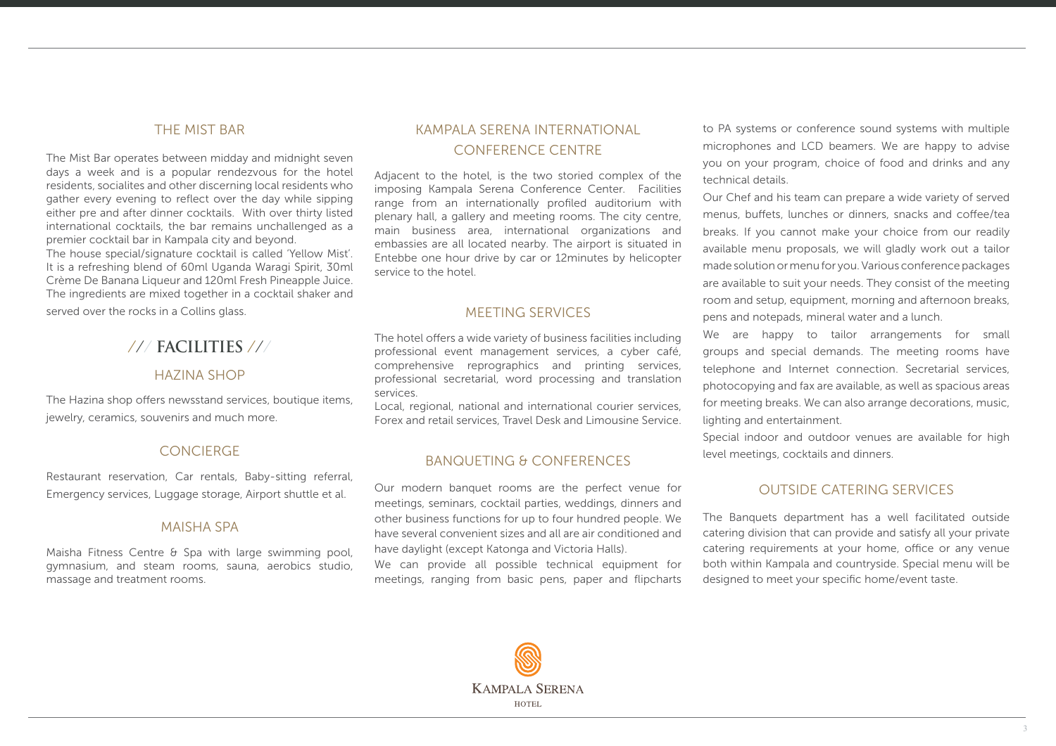## THE MIST BAR

The Mist Bar operates between midday and midnight seven days a week and is a popular rendezvous for the hotel residents, socialites and other discerning local residents who gather every evening to reflect over the day while sipping either pre and after dinner cocktails. With over thirty listed international cocktails, the bar remains unchallenged as a premier cocktail bar in Kampala city and beyond.

The house special/signature cocktail is called 'Yellow Mist'. It is a refreshing blend of 60ml Uganda Waragi Spirit, 30ml Crème De Banana Liqueur and 120ml Fresh Pineapple Juice. The ingredients are mixed together in a cocktail shaker and served over the rocks in a Collins glass.

# /// FACILITIES ///

## HAZINA SHOP

The Hazina shop offers newsstand services, boutique items, jewelry, ceramics, souvenirs and much more.

## CONCIERGE

Restaurant reservation, Car rentals, Baby-sitting referral, Emergency services, Luggage storage, Airport shuttle et al.

## MAISHA SPA

Maisha Fitness Centre & Spa with large swimming pool, gymnasium, and steam rooms, sauna, aerobics studio, massage and treatment rooms.

## KAMPALA SERENA INTERNATIONAL CONFERENCE CENTRE

Adjacent to the hotel, is the two storied complex of the imposing Kampala Serena Conference Center. Facilities range from an internationally profiled auditorium with plenary hall, a gallery and meeting rooms. The city centre, main business area, international organizations and embassies are all located nearby. The airport is situated in Entebbe one hour drive by car or 12minutes by helicopter service to the hotel.

## MEETING SERVICES

The hotel offers a wide variety of business facilities including professional event management services, a cyber café, comprehensive reprographics and printing services, professional secretarial, word processing and translation services.

Local, regional, national and international courier services, Forex and retail services, Travel Desk and Limousine Service.

## BANQUETING & CONFERENCES

Our modern banquet rooms are the perfect venue for meetings, seminars, cocktail parties, weddings, dinners and other business functions for up to four hundred people. We have several convenient sizes and all are air conditioned and have daylight (except Katonga and Victoria Halls).

We can provide all possible technical equipment for meetings, ranging from basic pens, paper and flipcharts to PA systems or conference sound systems with multiple microphones and LCD beamers. We are happy to advise you on your program, choice of food and drinks and any technical details.

Our Chef and his team can prepare a wide variety of served menus, buffets, lunches or dinners, snacks and coffee/tea breaks. If you cannot make your choice from our readily available menu proposals, we will gladly work out a tailor made solution or menu for you. Various conference packages are available to suit your needs. They consist of the meeting room and setup, equipment, morning and afternoon breaks, pens and notepads, mineral water and a lunch.

We are happy to tailor arrangements for small groups and special demands. The meeting rooms have telephone and Internet connection. Secretarial services, photocopying and fax are available, as well as spacious areas for meeting breaks. We can also arrange decorations, music, lighting and entertainment.

Special indoor and outdoor venues are available for high level meetings, cocktails and dinners.

## OUTSIDE CATERING SERVICES

The Banquets department has a well facilitated outside catering division that can provide and satisfy all your private catering requirements at your home, office or any venue both within Kampala and countryside. Special menu will be designed to meet your specific home/event taste.

KAMPALA SERENA HOTEL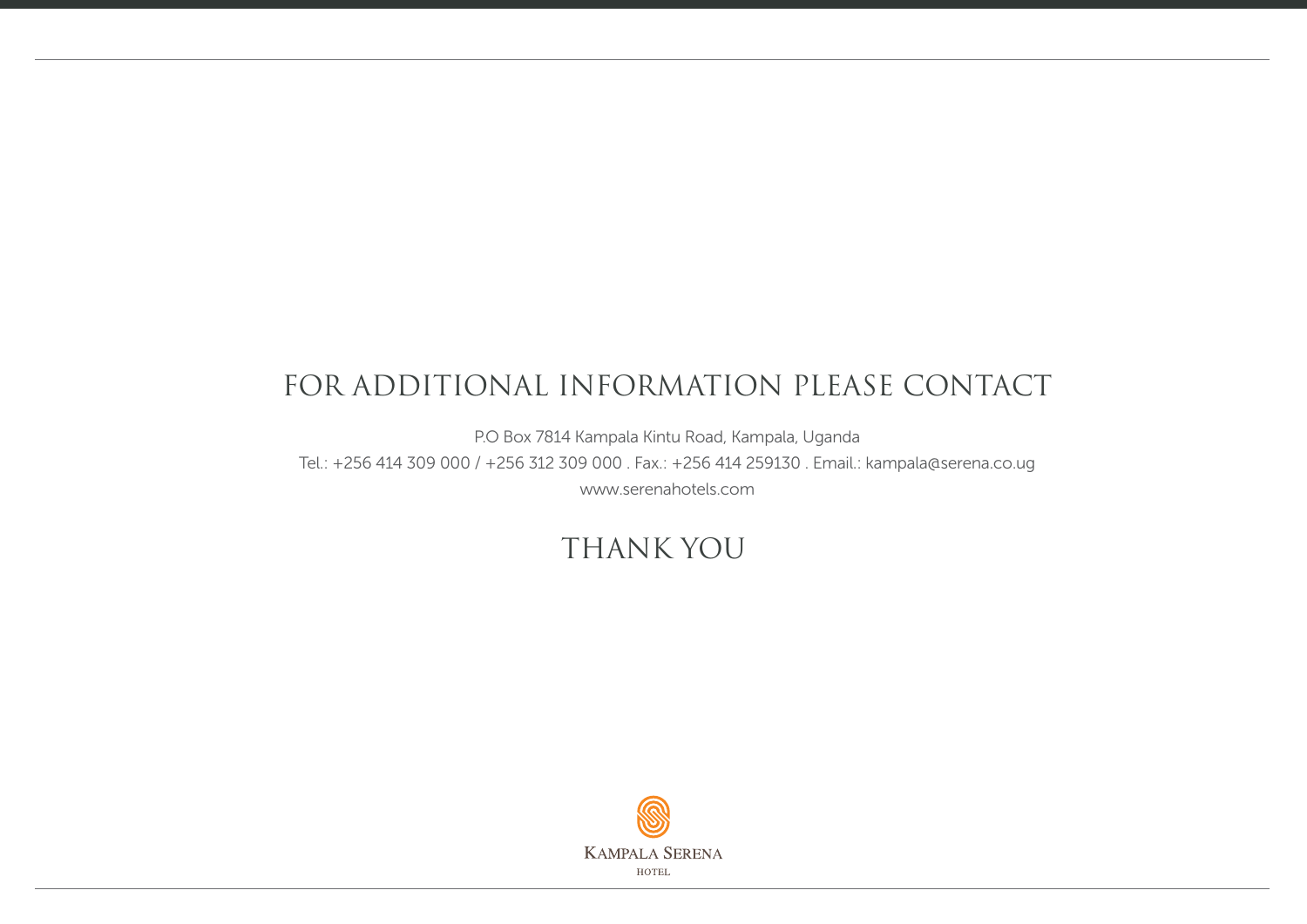# FOR ADDITIONAL INFORMATION PLEASE CONTACT

P.O Box 7814 Kampala Kintu Road, Kampala, Uganda

Tel.: +256 414 309 000 / +256 312 309 000 . Fax.: +256 414 259130 . Email.: kampala@serena.co.ug

www.serenahotels.com

# THANK YOU

KAMPALA SERENA

HOTEL